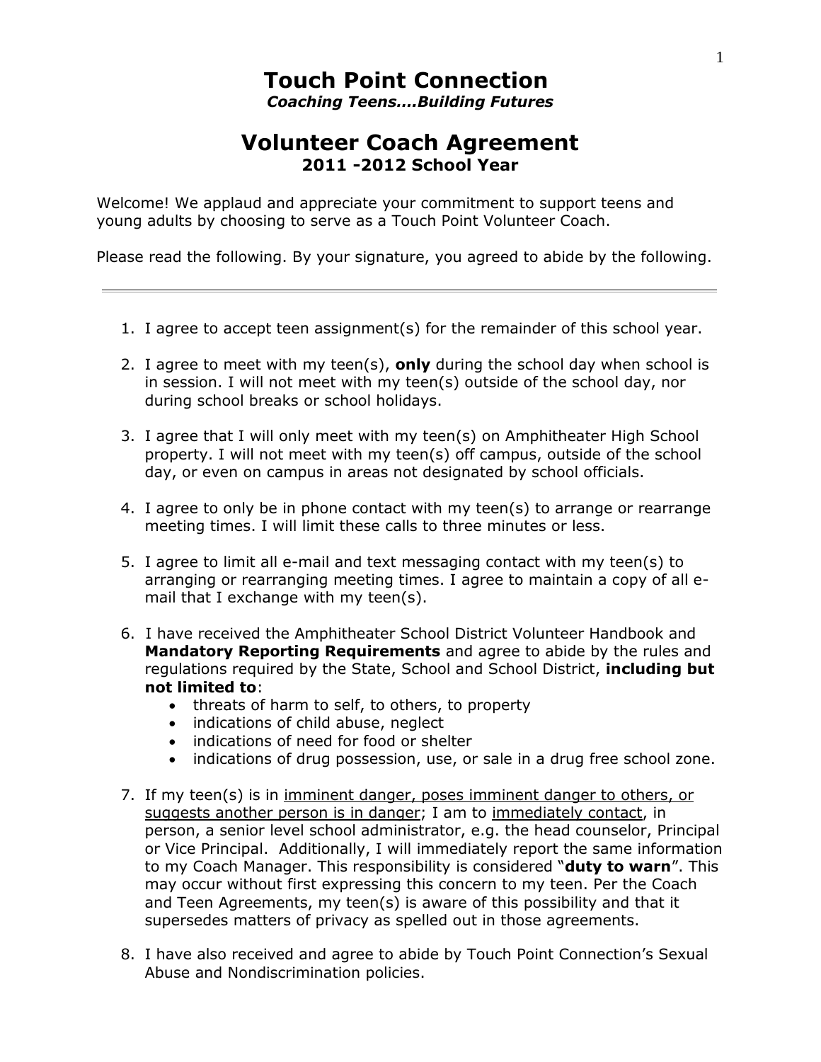# Touch Point Connection

***Coaching Teens….Building Futures***

## Volunteer Coach Agreement

### 2011 -2012 School Year

Welcome! We applaud and appreciate your commitment to support teens and young adults by choosing to serve as a Touch Point Volunteer Coach.

Please read the following. By your signature, you agreed to abide by the following.

---

1. I agree to accept teen assignment(s) for the remainder of this school year.

2. I agree to meet with my teen(s), **only** during the school day when school is in session. I will not meet with my teen(s) outside of the school day, nor during school breaks or school holidays.

3. I agree that I will only meet with my teen(s) on Amphitheater High School property. I will not meet with my teen(s) off campus, outside of the school day, or even on campus in areas not designated by school officials.

4. I agree to only be in phone contact with my teen(s) to arrange or rearrange meeting times. I will limit these calls to three minutes or less.

5. I agree to limit all e-mail and text messaging contact with my teen(s) to arranging or rearranging meeting times. I agree to maintain a copy of all e-mail that I exchange with my teen(s).

6. I have received the Amphitheater School District Volunteer Handbook and **Mandatory Reporting Requirements** and agree to abide by the rules and regulations required by the State, School and School District, **including but not limited to**:
   - threats of harm to self, to others, to property
   - indications of child abuse, neglect
   - indications of need for food or shelter
   - indications of drug possession, use, or sale in a drug free school zone.

7. If my teen(s) is in <u>imminent danger, poses imminent danger to others, or suggests another person is in danger</u>; I am to <u>immediately contact</u>, in person, a senior level school administrator, e.g. the head counselor, Principal or Vice Principal. Additionally, I will immediately report the same information to my Coach Manager. This responsibility is considered "**duty to warn**". This may occur without first expressing this concern to my teen. Per the Coach and Teen Agreements, my teen(s) is aware of this possibility and that it supersedes matters of privacy as spelled out in those agreements.

8. I have also received and agree to abide by Touch Point Connection's Sexual Abuse and Nondiscrimination policies.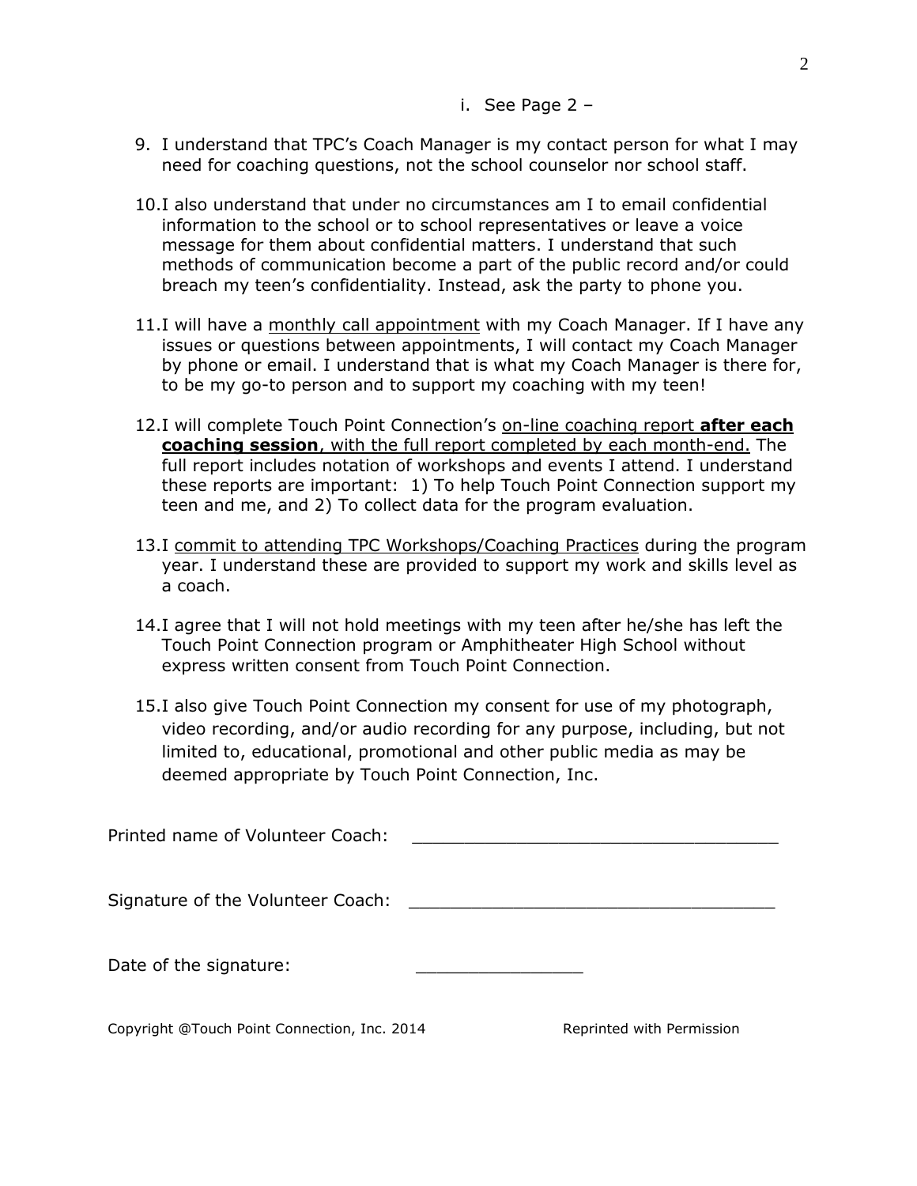i. See Page 2 –

9. I understand that TPC's Coach Manager is my contact person for what I may need for coaching questions, not the school counselor nor school staff.

10. I also understand that under no circumstances am I to email confidential information to the school or to school representatives or leave a voice message for them about confidential matters. I understand that such methods of communication become a part of the public record and/or could breach my teen's confidentiality. Instead, ask the party to phone you.

11. I will have a <u>monthly call appointment</u> with my Coach Manager. If I have any issues or questions between appointments, I will contact my Coach Manager by phone or email. I understand that is what my Coach Manager is there for, to be my go-to person and to support my coaching with my teen!

12. I will complete Touch Point Connection's <u>on-line coaching report **after each coaching session**, with the full report completed by each month-end.</u> The full report includes notation of workshops and events I attend. I understand these reports are important: 1) To help Touch Point Connection support my teen and me, and 2) To collect data for the program evaluation.

13. I <u>commit to attending TPC Workshops/Coaching Practices</u> during the program year. I understand these are provided to support my work and skills level as a coach.

14. I agree that I will not hold meetings with my teen after he/she has left the Touch Point Connection program or Amphitheater High School without express written consent from Touch Point Connection.

15. I also give Touch Point Connection my consent for use of my photograph, video recording, and/or audio recording for any purpose, including, but not limited to, educational, promotional and other public media as may be deemed appropriate by Touch Point Connection, Inc.

Printed name of Volunteer Coach: ___________________________________

Signature of the Volunteer Coach: ___________________________________

Date of the signature: ________________

Copyright @Touch Point Connection, Inc. 2014 Reprinted with Permission